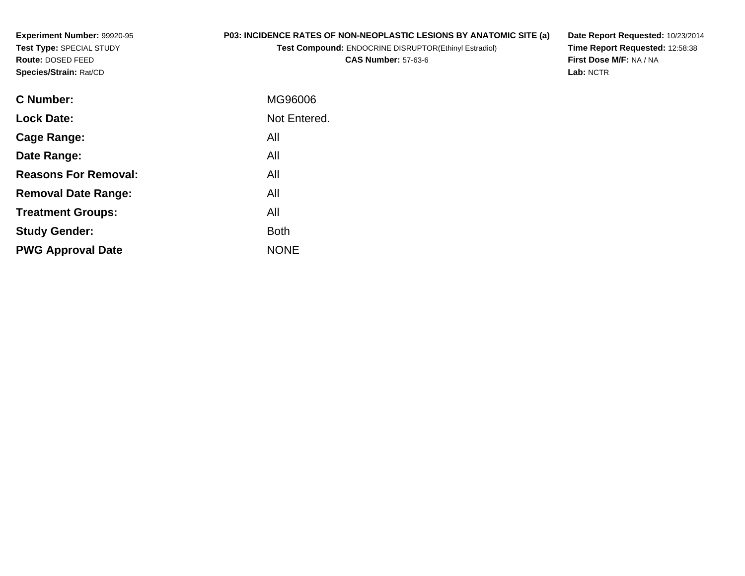**Experiment Number:** 99920-95
**Test Type:** SPECIAL STUDY
**Route:** DOSED FEED
**Species/Strain:** Rat/CD

**P03: INCIDENCE RATES OF NON-NEOPLASTIC LESIONS BY ANATOMIC SITE (a)**
**Test Compound:** ENDOCRINE DISRUPTOR(Ethinyl Estradiol)
**CAS Number:** 57-63-6

**Date Report Requested:** 10/23/2014
**Time Report Requested:** 12:58:38
**First Dose M/F:** NA / NA
**Lab:** NCTR

| | |
|---|---|
| **C Number:** | MG96006 |
| **Lock Date:** | Not Entered. |
| **Cage Range:** | All |
| **Date Range:** | All |
| **Reasons For Removal:** | All |
| **Removal Date Range:** | All |
| **Treatment Groups:** | All |
| **Study Gender:** | Both |
| **PWG Approval Date** | NONE |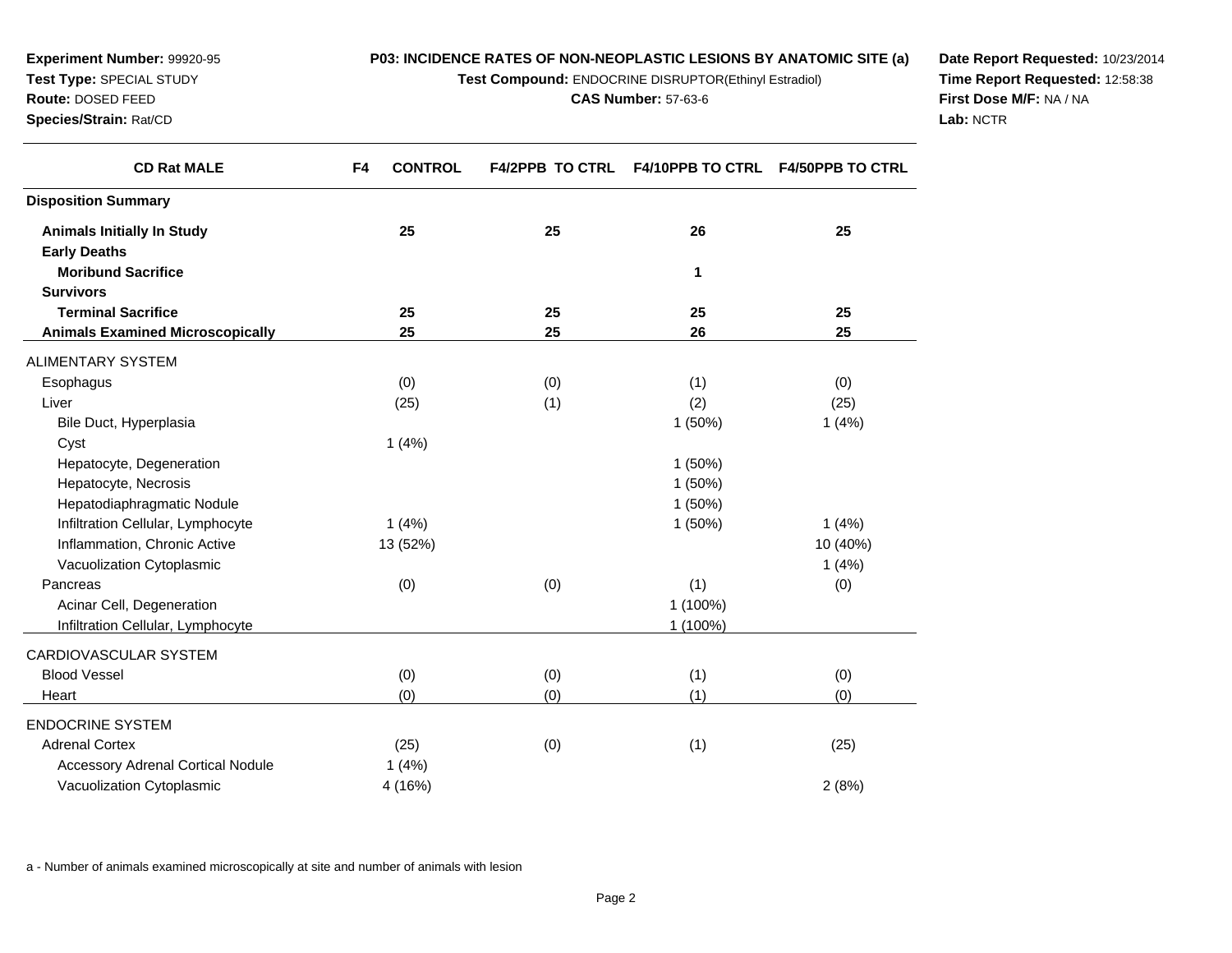**Experiment Number:** 99920-95
**Test Type:** SPECIAL STUDY
**Route:** DOSED FEED
**Species/Strain:** Rat/CD

**P03: INCIDENCE RATES OF NON-NEOPLASTIC LESIONS BY ANATOMIC SITE (a)**
**Test Compound:** ENDOCRINE DISRUPTOR(Ethinyl Estradiol)
**CAS Number:** 57-63-6

**Date Report Requested:** 10/23/2014
**Time Report Requested:** 12:58:38
**First Dose M/F:** NA / NA
**Lab:** NCTR

| CD Rat MALE | F4 CONTROL | F4/2PPB TO CTRL | F4/10PPB TO CTRL | F4/50PPB TO CTRL |
|---|---|---|---|---|
| **Disposition Summary** | | | | |
| **Animals Initially In Study** | **25** | **25** | **26** | **25** |
| **Early Deaths** | | | | |
| **Moribund Sacrifice** | | | **1** | |
| **Survivors** | | | | |
| **Terminal Sacrifice** | **25** | **25** | **25** | **25** |
| **Animals Examined Microscopically** | **25** | **25** | **26** | **25** |
| ALIMENTARY SYSTEM | | | | |
| Esophagus | (0) | (0) | (1) | (0) |
| Liver | (25) | (1) | (2) | (25) |
| Bile Duct, Hyperplasia | | | 1 (50%) | 1 (4%) |
| Cyst | 1 (4%) | | | |
| Hepatocyte, Degeneration | | | 1 (50%) | |
| Hepatocyte, Necrosis | | | 1 (50%) | |
| Hepatodiaphragmatic Nodule | | | 1 (50%) | |
| Infiltration Cellular, Lymphocyte | 1 (4%) | | 1 (50%) | 1 (4%) |
| Inflammation, Chronic Active | 13 (52%) | | | 10 (40%) |
| Vacuolization Cytoplasmic | | | | 1 (4%) |
| Pancreas | (0) | (0) | (1) | (0) |
| Acinar Cell, Degeneration | | | 1 (100%) | |
| Infiltration Cellular, Lymphocyte | | | 1 (100%) | |
| CARDIOVASCULAR SYSTEM | | | | |
| Blood Vessel | (0) | (0) | (1) | (0) |
| Heart | (0) | (0) | (1) | (0) |
| ENDOCRINE SYSTEM | | | | |
| Adrenal Cortex | (25) | (0) | (1) | (25) |
| Accessory Adrenal Cortical Nodule | 1 (4%) | | | |
| Vacuolization Cytoplasmic | 4 (16%) | | | 2 (8%) |

a - Number of animals examined microscopically at site and number of animals with lesion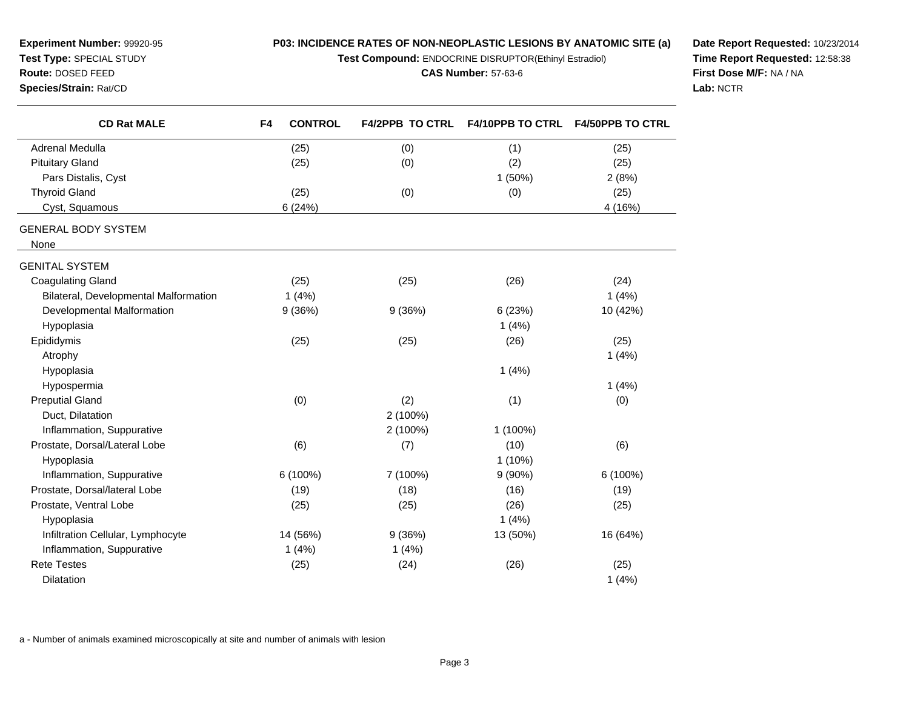**Experiment Number:** 99920-95
**Test Type:** SPECIAL STUDY
**Route:** DOSED FEED
**Species/Strain:** Rat/CD

**P03: INCIDENCE RATES OF NON-NEOPLASTIC LESIONS BY ANATOMIC SITE (a)**
**Test Compound:** ENDOCRINE DISRUPTOR(Ethinyl Estradiol)
**CAS Number:** 57-63-6

**Date Report Requested:** 10/23/2014
**Time Report Requested:** 12:58:38
**First Dose M/F:** NA / NA
**Lab:** NCTR

| CD Rat MALE | F4 CONTROL | F4/2PPB TO CTRL | F4/10PPB TO CTRL | F4/50PPB TO CTRL |
|---|---|---|---|---|
| Adrenal Medulla | (25) | (0) | (1) | (25) |
| Pituitary Gland | (25) | (0) | (2) | (25) |
| Pars Distalis, Cyst | | | 1 (50%) | 2 (8%) |
| Thyroid Gland | (25) | (0) | (0) | (25) |
| Cyst, Squamous | 6 (24%) | | | 4 (16%) |
| GENERAL BODY SYSTEM | | | | |
| None | | | | |
| GENITAL SYSTEM | | | | |
| Coagulating Gland | (25) | (25) | (26) | (24) |
| Bilateral, Developmental Malformation | 1 (4%) | | | 1 (4%) |
| Developmental Malformation | 9 (36%) | 9 (36%) | 6 (23%) | 10 (42%) |
| Hypoplasia | | | 1 (4%) | |
| Epididymis | (25) | (25) | (26) | (25) |
| Atrophy | | | | 1 (4%) |
| Hypoplasia | | | 1 (4%) | |
| Hypospermia | | | | 1 (4%) |
| Preputial Gland | (0) | (2) | (1) | (0) |
| Duct, Dilatation | | 2 (100%) | | |
| Inflammation, Suppurative | | 2 (100%) | 1 (100%) | |
| Prostate, Dorsal/Lateral Lobe | (6) | (7) | (10) | (6) |
| Hypoplasia | | | 1 (10%) | |
| Inflammation, Suppurative | 6 (100%) | 7 (100%) | 9 (90%) | 6 (100%) |
| Prostate, Dorsal/lateral Lobe | (19) | (18) | (16) | (19) |
| Prostate, Ventral Lobe | (25) | (25) | (26) | (25) |
| Hypoplasia | | | 1 (4%) | |
| Infiltration Cellular, Lymphocyte | 14 (56%) | 9 (36%) | 13 (50%) | 16 (64%) |
| Inflammation, Suppurative | 1 (4%) | 1 (4%) | | |
| Rete Testes | (25) | (24) | (26) | (25) |
| Dilatation | | | | 1 (4%) |

a - Number of animals examined microscopically at site and number of animals with lesion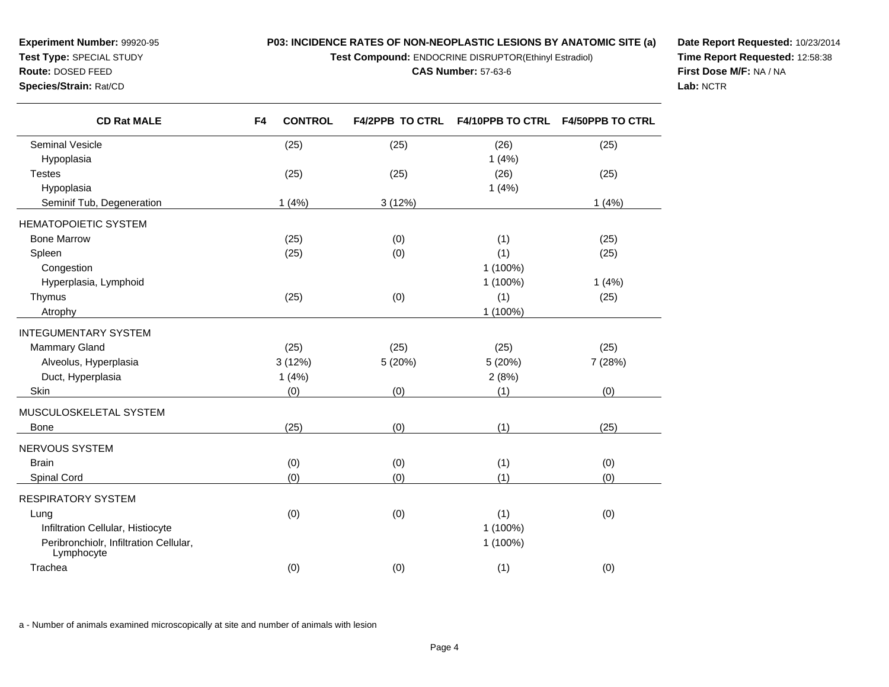**Experiment Number:** 99920-95
**Test Type:** SPECIAL STUDY
**Route:** DOSED FEED
**Species/Strain:** Rat/CD

**P03: INCIDENCE RATES OF NON-NEOPLASTIC LESIONS BY ANATOMIC SITE (a)**
**Test Compound:** ENDOCRINE DISRUPTOR(Ethinyl Estradiol)
**CAS Number:** 57-63-6

**Date Report Requested:** 10/23/2014
**Time Report Requested:** 12:58:38
**First Dose M/F:** NA / NA
**Lab:** NCTR

| CD Rat MALE | F4 CONTROL | F4/2PPB TO CTRL | F4/10PPB TO CTRL | F4/50PPB TO CTRL |
|---|---|---|---|---|
| Seminal Vesicle | (25) | (25) | (26) | (25) |
| Hypoplasia | | | 1 (4%) | |
| Testes | (25) | (25) | (26) | (25) |
| Hypoplasia | | | 1 (4%) | |
| Seminif Tub, Degeneration | 1 (4%) | 3 (12%) | | 1 (4%) |
| HEMATOPOIETIC SYSTEM | | | | |
| Bone Marrow | (25) | (0) | (1) | (25) |
| Spleen | (25) | (0) | (1) | (25) |
| Congestion | | | 1 (100%) | |
| Hyperplasia, Lymphoid | | | 1 (100%) | 1 (4%) |
| Thymus | (25) | (0) | (1) | (25) |
| Atrophy | | | 1 (100%) | |
| INTEGUMENTARY SYSTEM | | | | |
| Mammary Gland | (25) | (25) | (25) | (25) |
| Alveolus, Hyperplasia | 3 (12%) | 5 (20%) | 5 (20%) | 7 (28%) |
| Duct, Hyperplasia | 1 (4%) | | 2 (8%) | |
| Skin | (0) | (0) | (1) | (0) |
| MUSCULOSKELETAL SYSTEM | | | | |
| Bone | (25) | (0) | (1) | (25) |
| NERVOUS SYSTEM | | | | |
| Brain | (0) | (0) | (1) | (0) |
| Spinal Cord | (0) | (0) | (1) | (0) |
| RESPIRATORY SYSTEM | | | | |
| Lung | (0) | (0) | (1) | (0) |
| Infiltration Cellular, Histiocyte | | | 1 (100%) | |
| Peribronchiolr, Infiltration Cellular, Lymphocyte | | | 1 (100%) | |
| Trachea | (0) | (0) | (1) | (0) |

a - Number of animals examined microscopically at site and number of animals with lesion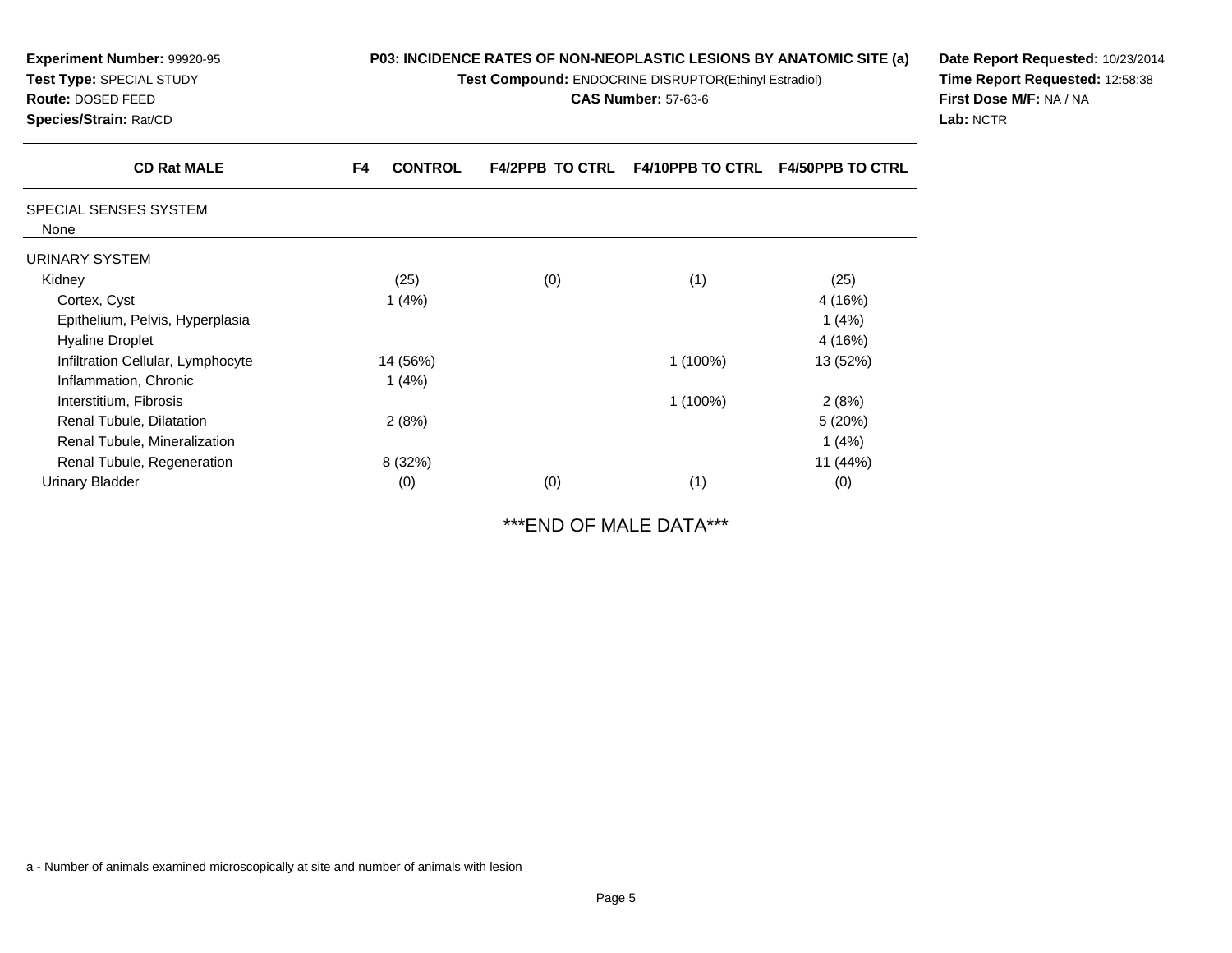**Experiment Number:** 99920-95
**Test Type:** SPECIAL STUDY
**Route:** DOSED FEED
**Species/Strain:** Rat/CD

**P03: INCIDENCE RATES OF NON-NEOPLASTIC LESIONS BY ANATOMIC SITE (a)**
**Test Compound:** ENDOCRINE DISRUPTOR(Ethinyl Estradiol)
**CAS Number:** 57-63-6

**Date Report Requested:** 10/23/2014
**Time Report Requested:** 12:58:38
**First Dose M/F:** NA / NA
**Lab:** NCTR

| CD Rat MALE | F4 CONTROL | F4/2PPB TO CTRL | F4/10PPB TO CTRL | F4/50PPB TO CTRL |
|---|---|---|---|---|
| SPECIAL SENSES SYSTEM | | | | |
| None | | | | |
| URINARY SYSTEM | | | | |
| Kidney | (25) | (0) | (1) | (25) |
| Cortex, Cyst | 1 (4%) | | | 4 (16%) |
| Epithelium, Pelvis, Hyperplasia | | | | 1 (4%) |
| Hyaline Droplet | | | | 4 (16%) |
| Infiltration Cellular, Lymphocyte | 14 (56%) | | 1 (100%) | 13 (52%) |
| Inflammation, Chronic | 1 (4%) | | | |
| Interstitium, Fibrosis | | | 1 (100%) | 2 (8%) |
| Renal Tubule, Dilatation | 2 (8%) | | | 5 (20%) |
| Renal Tubule, Mineralization | | | | 1 (4%) |
| Renal Tubule, Regeneration | 8 (32%) | | | 11 (44%) |
| Urinary Bladder | (0) | (0) | (1) | (0) |

***END OF MALE DATA***

a - Number of animals examined microscopically at site and number of animals with lesion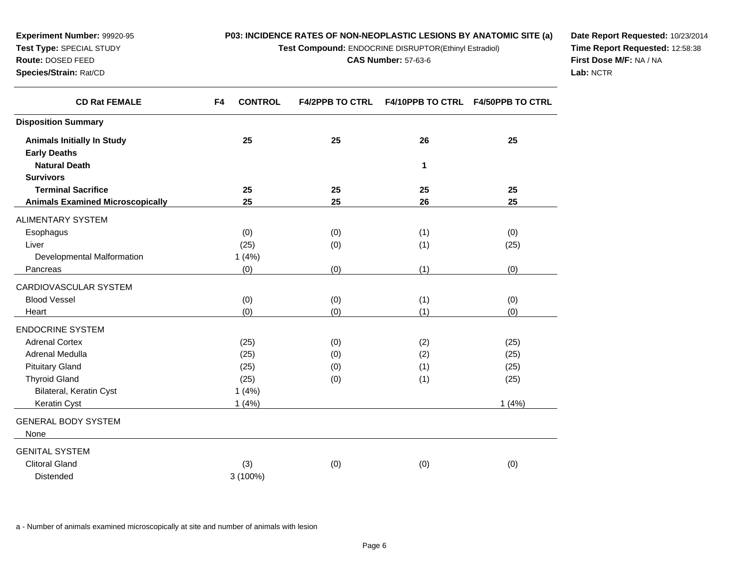**Experiment Number:** 99920-95
**Test Type:** SPECIAL STUDY
**Route:** DOSED FEED
**Species/Strain:** Rat/CD

**P03: INCIDENCE RATES OF NON-NEOPLASTIC LESIONS BY ANATOMIC SITE (a)**
**Test Compound:** ENDOCRINE DISRUPTOR(Ethinyl Estradiol)
**CAS Number:** 57-63-6

**Date Report Requested:** 10/23/2014
**Time Report Requested:** 12:58:38
**First Dose M/F:** NA / NA
**Lab:** NCTR

| CD Rat FEMALE | F4 CONTROL | F4/2PPB TO CTRL | F4/10PPB TO CTRL | F4/50PPB TO CTRL |
|---|---|---|---|---|
| **Disposition Summary** | | | | |
| **Animals Initially In Study** | **25** | **25** | **26** | **25** |
| **Early Deaths** | | | | |
| **Natural Death** | | | **1** | |
| **Survivors** | | | | |
| **Terminal Sacrifice** | **25** | **25** | **25** | **25** |
| **Animals Examined Microscopically** | **25** | **25** | **26** | **25** |
| ALIMENTARY SYSTEM | | | | |
| Esophagus | (0) | (0) | (1) | (0) |
| Liver | (25) | (0) | (1) | (25) |
| Developmental Malformation | 1 (4%) | | | |
| Pancreas | (0) | (0) | (1) | (0) |
| CARDIOVASCULAR SYSTEM | | | | |
| Blood Vessel | (0) | (0) | (1) | (0) |
| Heart | (0) | (0) | (1) | (0) |
| ENDOCRINE SYSTEM | | | | |
| Adrenal Cortex | (25) | (0) | (2) | (25) |
| Adrenal Medulla | (25) | (0) | (2) | (25) |
| Pituitary Gland | (25) | (0) | (1) | (25) |
| Thyroid Gland | (25) | (0) | (1) | (25) |
| Bilateral, Keratin Cyst | 1 (4%) | | | |
| Keratin Cyst | 1 (4%) | | | 1 (4%) |
| GENERAL BODY SYSTEM | | | | |
| None | | | | |
| GENITAL SYSTEM | | | | |
| Clitoral Gland | (3) | (0) | (0) | (0) |
| Distended | 3 (100%) | | | |

a - Number of animals examined microscopically at site and number of animals with lesion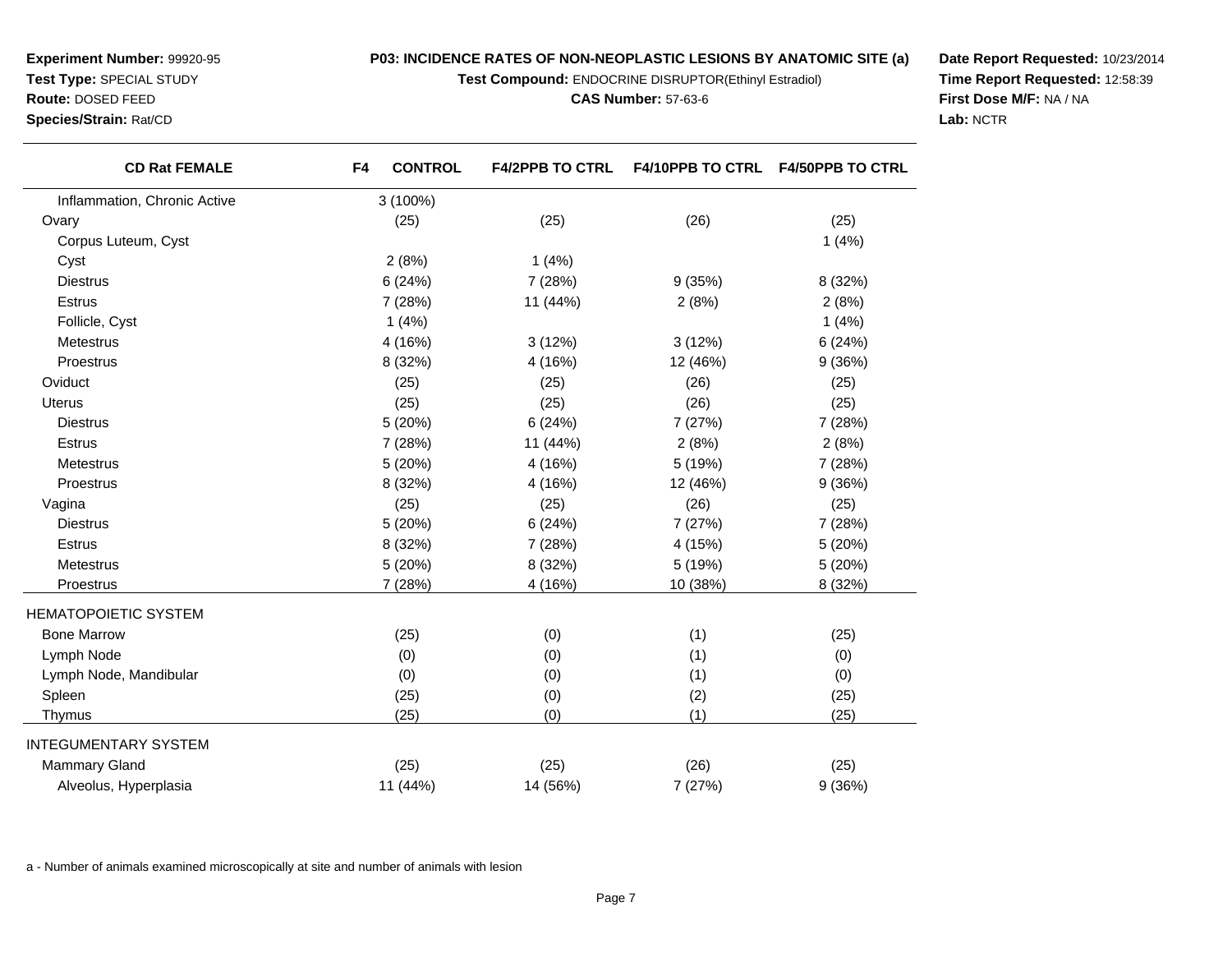**Experiment Number:** 99920-95
**Test Type:** SPECIAL STUDY
**Route:** DOSED FEED
**Species/Strain:** Rat/CD

**P03: INCIDENCE RATES OF NON-NEOPLASTIC LESIONS BY ANATOMIC SITE (a)**
**Test Compound:** ENDOCRINE DISRUPTOR(Ethinyl Estradiol)
**CAS Number:** 57-63-6

**Date Report Requested:** 10/23/2014
**Time Report Requested:** 12:58:39
**First Dose M/F:** NA / NA
**Lab:** NCTR

| CD Rat FEMALE | F4 CONTROL | F4/2PPB TO CTRL | F4/10PPB TO CTRL | F4/50PPB TO CTRL |
|---|---|---|---|---|
| Inflammation, Chronic Active | 3 (100%) | | | |
| Ovary | (25) | (25) | (26) | (25) |
| Corpus Luteum, Cyst | | | | 1 (4%) |
| Cyst | 2 (8%) | 1 (4%) | | |
| Diestrus | 6 (24%) | 7 (28%) | 9 (35%) | 8 (32%) |
| Estrus | 7 (28%) | 11 (44%) | 2 (8%) | 2 (8%) |
| Follicle, Cyst | 1 (4%) | | | 1 (4%) |
| Metestrus | 4 (16%) | 3 (12%) | 3 (12%) | 6 (24%) |
| Proestrus | 8 (32%) | 4 (16%) | 12 (46%) | 9 (36%) |
| Oviduct | (25) | (25) | (26) | (25) |
| Uterus | (25) | (25) | (26) | (25) |
| Diestrus | 5 (20%) | 6 (24%) | 7 (27%) | 7 (28%) |
| Estrus | 7 (28%) | 11 (44%) | 2 (8%) | 2 (8%) |
| Metestrus | 5 (20%) | 4 (16%) | 5 (19%) | 7 (28%) |
| Proestrus | 8 (32%) | 4 (16%) | 12 (46%) | 9 (36%) |
| Vagina | (25) | (25) | (26) | (25) |
| Diestrus | 5 (20%) | 6 (24%) | 7 (27%) | 7 (28%) |
| Estrus | 8 (32%) | 7 (28%) | 4 (15%) | 5 (20%) |
| Metestrus | 5 (20%) | 8 (32%) | 5 (19%) | 5 (20%) |
| Proestrus | 7 (28%) | 4 (16%) | 10 (38%) | 8 (32%) |
| HEMATOPOIETIC SYSTEM | | | | |
| Bone Marrow | (25) | (0) | (1) | (25) |
| Lymph Node | (0) | (0) | (1) | (0) |
| Lymph Node, Mandibular | (0) | (0) | (1) | (0) |
| Spleen | (25) | (0) | (2) | (25) |
| Thymus | (25) | (0) | (1) | (25) |
| INTEGUMENTARY SYSTEM | | | | |
| Mammary Gland | (25) | (25) | (26) | (25) |
| Alveolus, Hyperplasia | 11 (44%) | 14 (56%) | 7 (27%) | 9 (36%) |

a - Number of animals examined microscopically at site and number of animals with lesion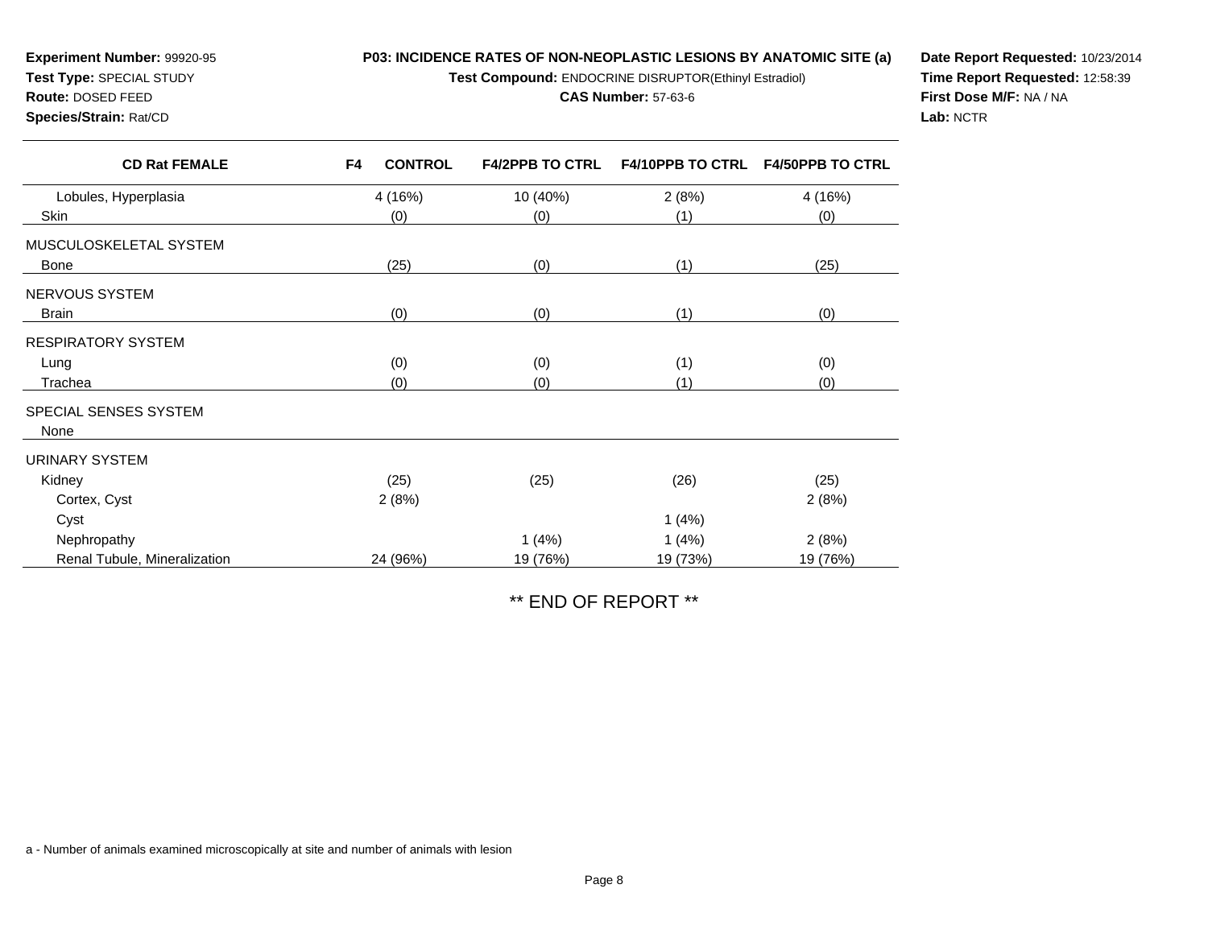**Experiment Number:** 99920-95
**Test Type:** SPECIAL STUDY
**Route:** DOSED FEED
**Species/Strain:** Rat/CD

**P03: INCIDENCE RATES OF NON-NEOPLASTIC LESIONS BY ANATOMIC SITE (a)**
**Test Compound:** ENDOCRINE DISRUPTOR(Ethinyl Estradiol)
**CAS Number:** 57-63-6

**Date Report Requested:** 10/23/2014
**Time Report Requested:** 12:58:39
**First Dose M/F:** NA / NA
**Lab:** NCTR

| CD Rat FEMALE | F4 CONTROL | F4/2PPB TO CTRL | F4/10PPB TO CTRL | F4/50PPB TO CTRL |
|---|---|---|---|---|
| Lobules, Hyperplasia | 4 (16%) | 10 (40%) | 2 (8%) | 4 (16%) |
| Skin | (0) | (0) | (1) | (0) |
| MUSCULOSKELETAL SYSTEM | | | | |
| Bone | (25) | (0) | (1) | (25) |
| NERVOUS SYSTEM | | | | |
| Brain | (0) | (0) | (1) | (0) |
| RESPIRATORY SYSTEM | | | | |
| Lung | (0) | (0) | (1) | (0) |
| Trachea | (0) | (0) | (1) | (0) |
| SPECIAL SENSES SYSTEM | | | | |
| None | | | | |
| URINARY SYSTEM | | | | |
| Kidney | (25) | (25) | (26) | (25) |
| Cortex, Cyst | 2 (8%) | | | 2 (8%) |
| Cyst | | | 1 (4%) | |
| Nephropathy | | 1 (4%) | 1 (4%) | 2 (8%) |
| Renal Tubule, Mineralization | 24 (96%) | 19 (76%) | 19 (73%) | 19 (76%) |

** END OF REPORT **

a - Number of animals examined microscopically at site and number of animals with lesion